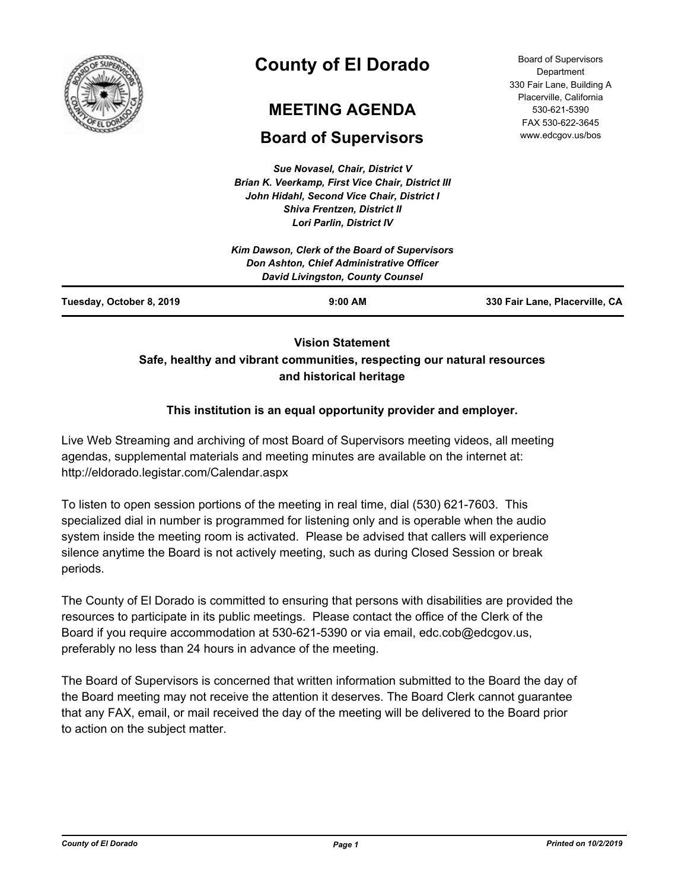# County of El Dorado

## MEETING AGENDA

## Board of Supervisors

Board of Supervisors Department
330 Fair Lane, Building A
Placerville, California
530-621-5390
FAX 530-622-3645
www.edcgov.us/bos

*Sue Novasel, Chair, District V*
*Brian K. Veerkamp, First Vice Chair, District III*
*John Hidahl, Second Vice Chair, District I*
*Shiva Frentzen, District II*
*Lori Parlin, District IV*

*Kim Dawson, Clerk of the Board of Supervisors*
*Don Ashton, Chief Administrative Officer*
*David Livingston, County Counsel*

**Tuesday, October 8, 2019** | **9:00 AM** | **330 Fair Lane, Placerville, CA**

**Vision Statement**
**Safe, healthy and vibrant communities, respecting our natural resources and historical heritage**

**This institution is an equal opportunity provider and employer.**

Live Web Streaming and archiving of most Board of Supervisors meeting videos, all meeting agendas, supplemental materials and meeting minutes are available on the internet at: http://eldorado.legistar.com/Calendar.aspx

To listen to open session portions of the meeting in real time, dial (530) 621-7603. This specialized dial in number is programmed for listening only and is operable when the audio system inside the meeting room is activated. Please be advised that callers will experience silence anytime the Board is not actively meeting, such as during Closed Session or break periods.

The County of El Dorado is committed to ensuring that persons with disabilities are provided the resources to participate in its public meetings. Please contact the office of the Clerk of the Board if you require accommodation at 530-621-5390 or via email, edc.cob@edcgov.us, preferably no less than 24 hours in advance of the meeting.

The Board of Supervisors is concerned that written information submitted to the Board the day of the Board meeting may not receive the attention it deserves. The Board Clerk cannot guarantee that any FAX, email, or mail received the day of the meeting will be delivered to the Board prior to action on the subject matter.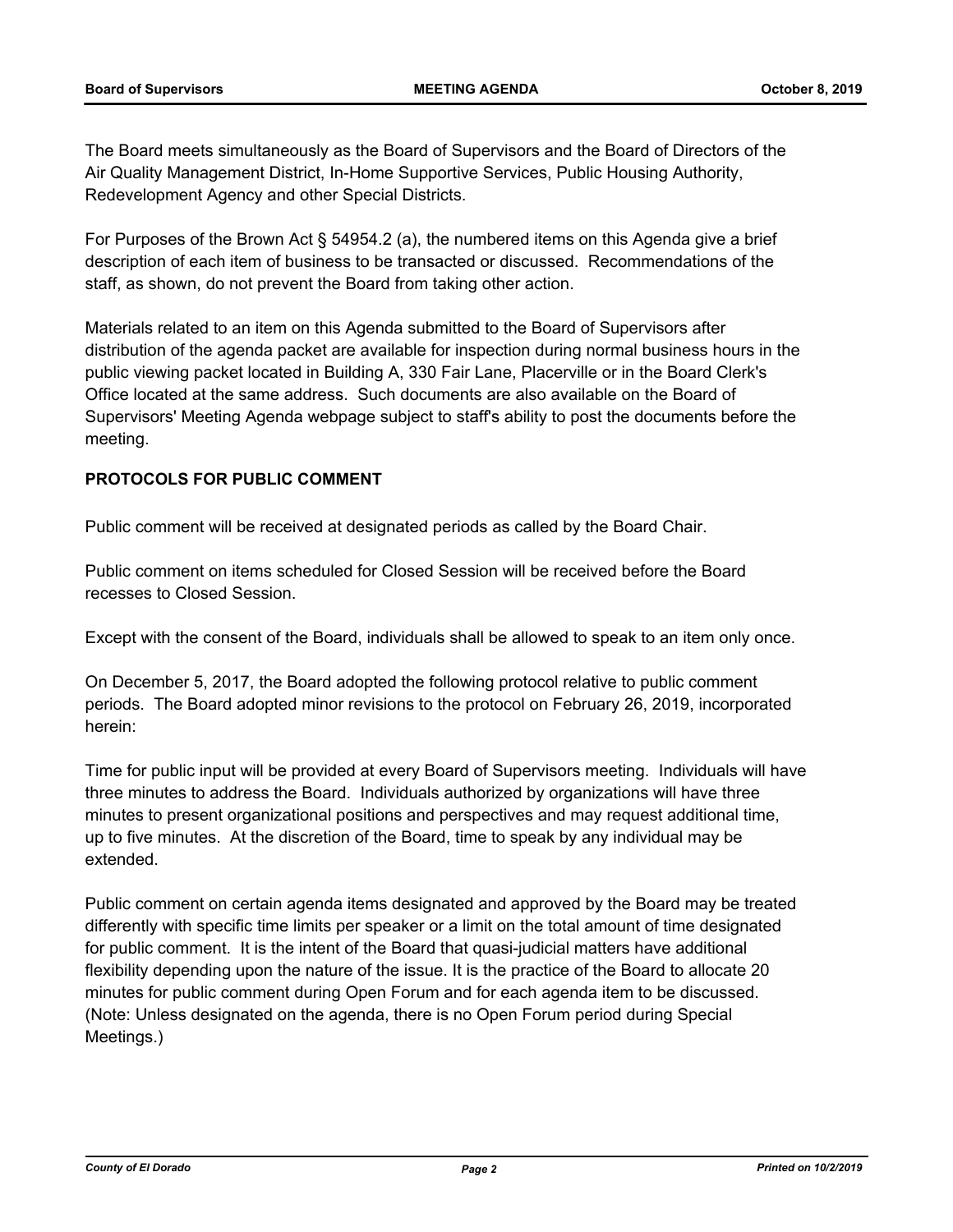The Board meets simultaneously as the Board of Supervisors and the Board of Directors of the Air Quality Management District, In-Home Supportive Services, Public Housing Authority, Redevelopment Agency and other Special Districts.

For Purposes of the Brown Act § 54954.2 (a), the numbered items on this Agenda give a brief description of each item of business to be transacted or discussed. Recommendations of the staff, as shown, do not prevent the Board from taking other action.

Materials related to an item on this Agenda submitted to the Board of Supervisors after distribution of the agenda packet are available for inspection during normal business hours in the public viewing packet located in Building A, 330 Fair Lane, Placerville or in the Board Clerk's Office located at the same address. Such documents are also available on the Board of Supervisors' Meeting Agenda webpage subject to staff's ability to post the documents before the meeting.

**PROTOCOLS FOR PUBLIC COMMENT**

Public comment will be received at designated periods as called by the Board Chair.

Public comment on items scheduled for Closed Session will be received before the Board recesses to Closed Session.

Except with the consent of the Board, individuals shall be allowed to speak to an item only once.

On December 5, 2017, the Board adopted the following protocol relative to public comment periods. The Board adopted minor revisions to the protocol on February 26, 2019, incorporated herein:

Time for public input will be provided at every Board of Supervisors meeting. Individuals will have three minutes to address the Board. Individuals authorized by organizations will have three minutes to present organizational positions and perspectives and may request additional time, up to five minutes. At the discretion of the Board, time to speak by any individual may be extended.

Public comment on certain agenda items designated and approved by the Board may be treated differently with specific time limits per speaker or a limit on the total amount of time designated for public comment. It is the intent of the Board that quasi-judicial matters have additional flexibility depending upon the nature of the issue. It is the practice of the Board to allocate 20 minutes for public comment during Open Forum and for each agenda item to be discussed. (Note: Unless designated on the agenda, there is no Open Forum period during Special Meetings.)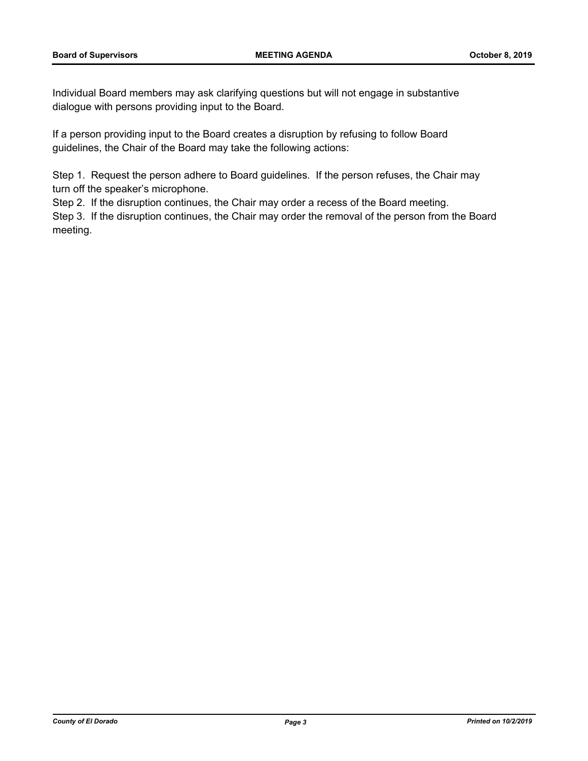Individual Board members may ask clarifying questions but will not engage in substantive dialogue with persons providing input to the Board.

If a person providing input to the Board creates a disruption by refusing to follow Board guidelines, the Chair of the Board may take the following actions:

Step 1. Request the person adhere to Board guidelines. If the person refuses, the Chair may turn off the speaker's microphone.
Step 2. If the disruption continues, the Chair may order a recess of the Board meeting.
Step 3. If the disruption continues, the Chair may order the removal of the person from the Board meeting.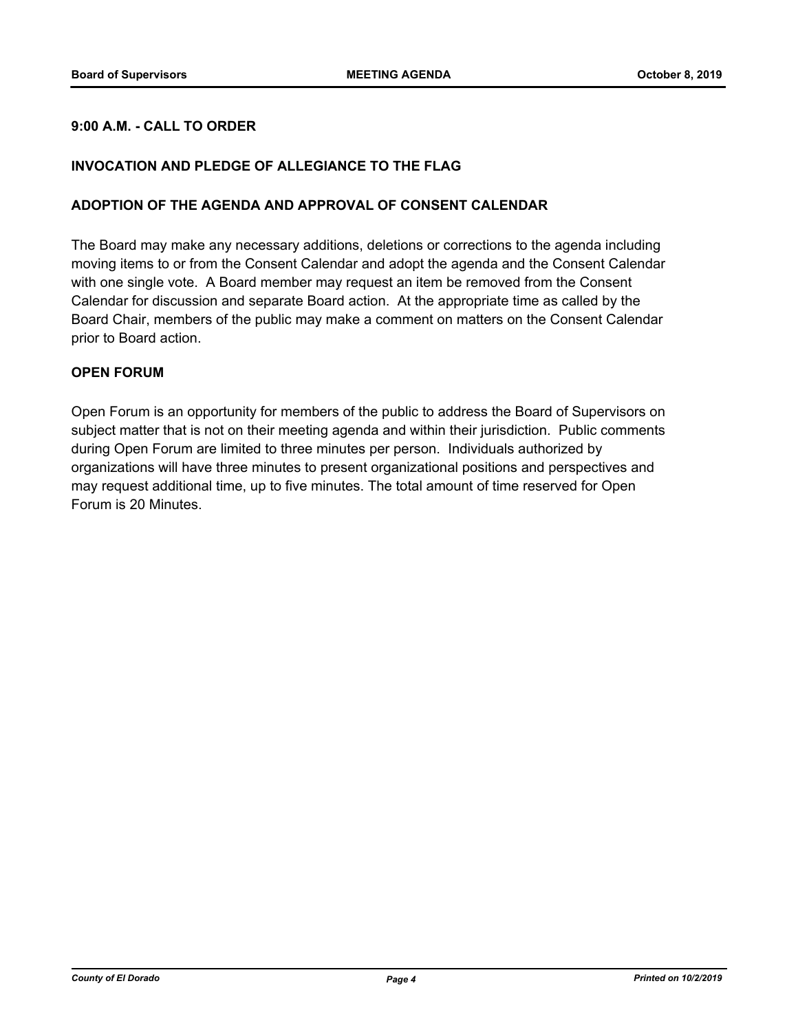**9:00 A.M. - CALL TO ORDER**

**INVOCATION AND PLEDGE OF ALLEGIANCE TO THE FLAG**

**ADOPTION OF THE AGENDA AND APPROVAL OF CONSENT CALENDAR**

The Board may make any necessary additions, deletions or corrections to the agenda including moving items to or from the Consent Calendar and adopt the agenda and the Consent Calendar with one single vote. A Board member may request an item be removed from the Consent Calendar for discussion and separate Board action. At the appropriate time as called by the Board Chair, members of the public may make a comment on matters on the Consent Calendar prior to Board action.

**OPEN FORUM**

Open Forum is an opportunity for members of the public to address the Board of Supervisors on subject matter that is not on their meeting agenda and within their jurisdiction. Public comments during Open Forum are limited to three minutes per person. Individuals authorized by organizations will have three minutes to present organizational positions and perspectives and may request additional time, up to five minutes. The total amount of time reserved for Open Forum is 20 Minutes.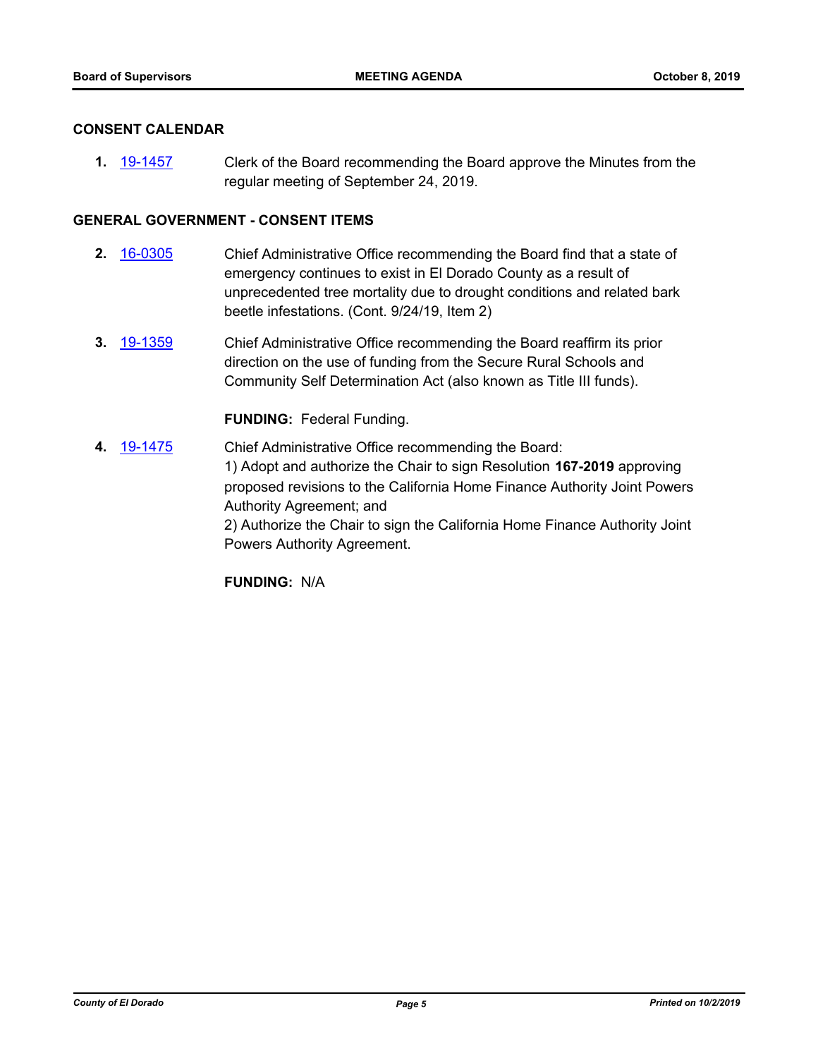## CONSENT CALENDAR

**1.** 19-1457 Clerk of the Board recommending the Board approve the Minutes from the regular meeting of September 24, 2019.

## GENERAL GOVERNMENT - CONSENT ITEMS

**2.** 16-0305 Chief Administrative Office recommending the Board find that a state of emergency continues to exist in El Dorado County as a result of unprecedented tree mortality due to drought conditions and related bark beetle infestations. (Cont. 9/24/19, Item 2)

**3.** 19-1359 Chief Administrative Office recommending the Board reaffirm its prior direction on the use of funding from the Secure Rural Schools and Community Self Determination Act (also known as Title III funds).

**FUNDING:** Federal Funding.

**4.** 19-1475 Chief Administrative Office recommending the Board:
1) Adopt and authorize the Chair to sign Resolution **167-2019** approving proposed revisions to the California Home Finance Authority Joint Powers Authority Agreement; and
2) Authorize the Chair to sign the California Home Finance Authority Joint Powers Authority Agreement.

**FUNDING:** N/A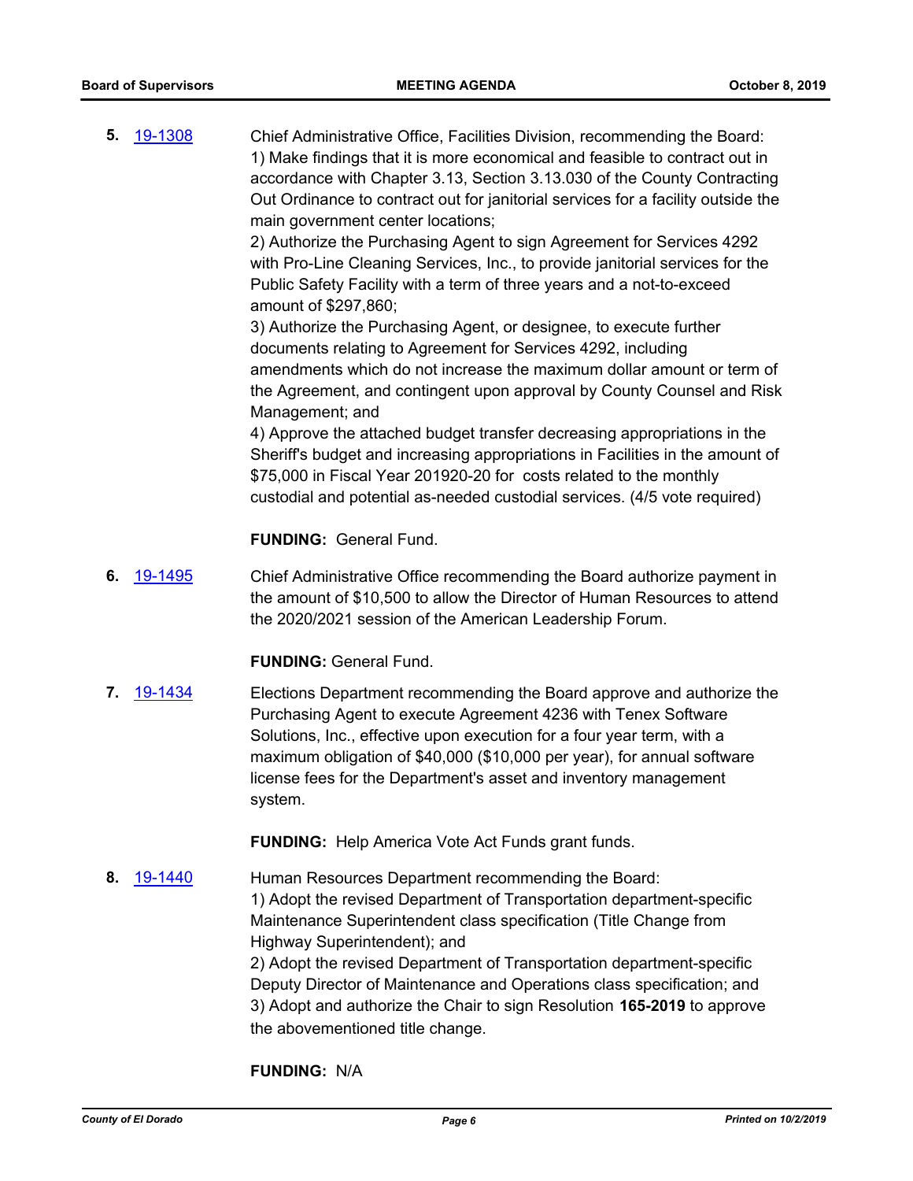**5.** [19-1308](19-1308)

Chief Administrative Office, Facilities Division, recommending the Board:
1) Make findings that it is more economical and feasible to contract out in accordance with Chapter 3.13, Section 3.13.030 of the County Contracting Out Ordinance to contract out for janitorial services for a facility outside the main government center locations;
2) Authorize the Purchasing Agent to sign Agreement for Services 4292 with Pro-Line Cleaning Services, Inc., to provide janitorial services for the Public Safety Facility with a term of three years and a not-to-exceed amount of $297,860;
3) Authorize the Purchasing Agent, or designee, to execute further documents relating to Agreement for Services 4292, including amendments which do not increase the maximum dollar amount or term of the Agreement, and contingent upon approval by County Counsel and Risk Management; and
4) Approve the attached budget transfer decreasing appropriations in the Sheriff's budget and increasing appropriations in Facilities in the amount of $75,000 in Fiscal Year 201920-20 for costs related to the monthly custodial and potential as-needed custodial services. (4/5 vote required)

**FUNDING:** General Fund.

**6.** [19-1495](19-1495)

Chief Administrative Office recommending the Board authorize payment in the amount of $10,500 to allow the Director of Human Resources to attend the 2020/2021 session of the American Leadership Forum.

**FUNDING:** General Fund.

**7.** [19-1434](19-1434)

Elections Department recommending the Board approve and authorize the Purchasing Agent to execute Agreement 4236 with Tenex Software Solutions, Inc., effective upon execution for a four year term, with a maximum obligation of $40,000 ($10,000 per year), for annual software license fees for the Department's asset and inventory management system.

**FUNDING:** Help America Vote Act Funds grant funds.

**8.** [19-1440](19-1440)

Human Resources Department recommending the Board:
1) Adopt the revised Department of Transportation department-specific Maintenance Superintendent class specification (Title Change from Highway Superintendent); and
2) Adopt the revised Department of Transportation department-specific Deputy Director of Maintenance and Operations class specification; and
3) Adopt and authorize the Chair to sign Resolution **165-2019** to approve the abovementioned title change.

**FUNDING:** N/A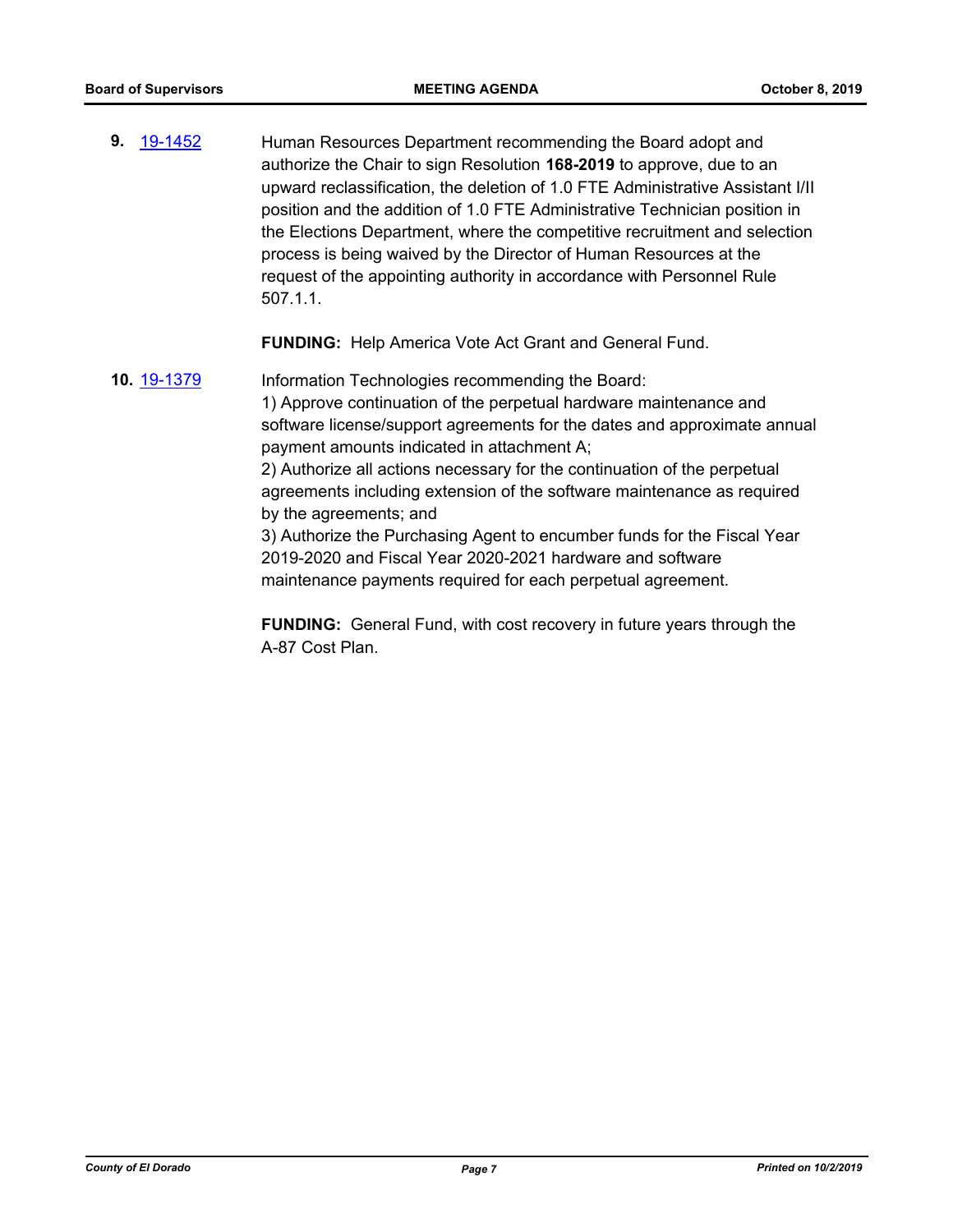**9.** 19-1452 Human Resources Department recommending the Board adopt and authorize the Chair to sign Resolution **168-2019** to approve, due to an upward reclassification, the deletion of 1.0 FTE Administrative Assistant I/II position and the addition of 1.0 FTE Administrative Technician position in the Elections Department, where the competitive recruitment and selection process is being waived by the Director of Human Resources at the request of the appointing authority in accordance with Personnel Rule 507.1.1.

**FUNDING:** Help America Vote Act Grant and General Fund.

**10.** 19-1379 Information Technologies recommending the Board:
1) Approve continuation of the perpetual hardware maintenance and software license/support agreements for the dates and approximate annual payment amounts indicated in attachment A;
2) Authorize all actions necessary for the continuation of the perpetual agreements including extension of the software maintenance as required by the agreements; and
3) Authorize the Purchasing Agent to encumber funds for the Fiscal Year 2019-2020 and Fiscal Year 2020-2021 hardware and software maintenance payments required for each perpetual agreement.

**FUNDING:** General Fund, with cost recovery in future years through the A-87 Cost Plan.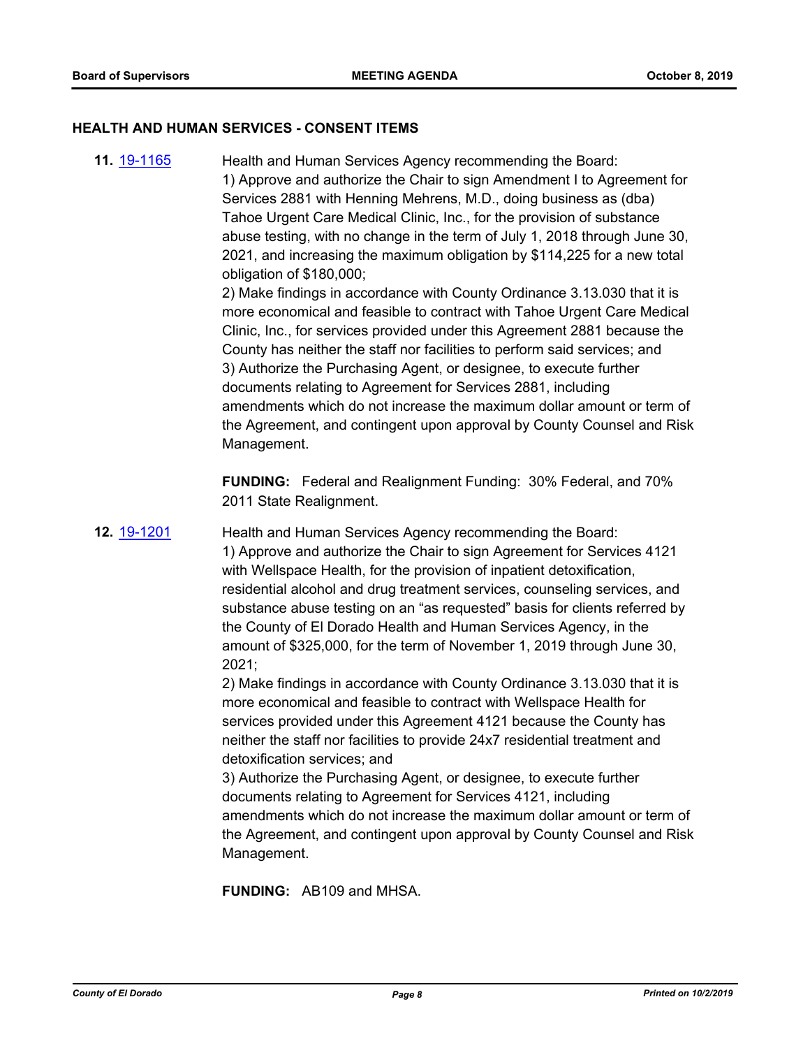## HEALTH AND HUMAN SERVICES - CONSENT ITEMS

**11.** 19-1165

Health and Human Services Agency recommending the Board:
1) Approve and authorize the Chair to sign Amendment I to Agreement for Services 2881 with Henning Mehrens, M.D., doing business as (dba) Tahoe Urgent Care Medical Clinic, Inc., for the provision of substance abuse testing, with no change in the term of July 1, 2018 through June 30, 2021, and increasing the maximum obligation by $114,225 for a new total obligation of $180,000;
2) Make findings in accordance with County Ordinance 3.13.030 that it is more economical and feasible to contract with Tahoe Urgent Care Medical Clinic, Inc., for services provided under this Agreement 2881 because the County has neither the staff nor facilities to perform said services; and
3) Authorize the Purchasing Agent, or designee, to execute further documents relating to Agreement for Services 2881, including amendments which do not increase the maximum dollar amount or term of the Agreement, and contingent upon approval by County Counsel and Risk Management.

**FUNDING:** Federal and Realignment Funding: 30% Federal, and 70% 2011 State Realignment.

**12.** 19-1201

Health and Human Services Agency recommending the Board:
1) Approve and authorize the Chair to sign Agreement for Services 4121 with Wellspace Health, for the provision of inpatient detoxification, residential alcohol and drug treatment services, counseling services, and substance abuse testing on an "as requested" basis for clients referred by the County of El Dorado Health and Human Services Agency, in the amount of $325,000, for the term of November 1, 2019 through June 30, 2021;
2) Make findings in accordance with County Ordinance 3.13.030 that it is more economical and feasible to contract with Wellspace Health for services provided under this Agreement 4121 because the County has neither the staff nor facilities to provide 24x7 residential treatment and detoxification services; and
3) Authorize the Purchasing Agent, or designee, to execute further documents relating to Agreement for Services 4121, including amendments which do not increase the maximum dollar amount or term of the Agreement, and contingent upon approval by County Counsel and Risk Management.

**FUNDING:** AB109 and MHSA.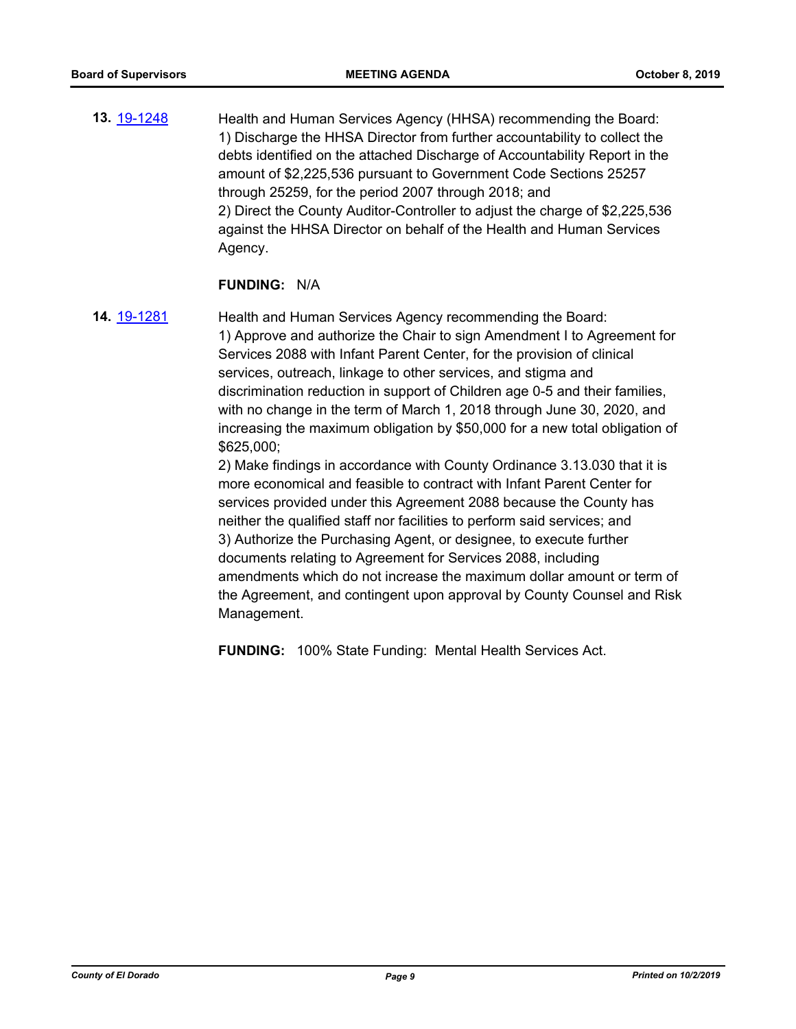**13.** 19-1248

Health and Human Services Agency (HHSA) recommending the Board:
1) Discharge the HHSA Director from further accountability to collect the debts identified on the attached Discharge of Accountability Report in the amount of $2,225,536 pursuant to Government Code Sections 25257 through 25259, for the period 2007 through 2018; and
2) Direct the County Auditor-Controller to adjust the charge of $2,225,536 against the HHSA Director on behalf of the Health and Human Services Agency.

**FUNDING:** N/A

**14.** 19-1281

Health and Human Services Agency recommending the Board:
1) Approve and authorize the Chair to sign Amendment I to Agreement for Services 2088 with Infant Parent Center, for the provision of clinical services, outreach, linkage to other services, and stigma and discrimination reduction in support of Children age 0-5 and their families, with no change in the term of March 1, 2018 through June 30, 2020, and increasing the maximum obligation by $50,000 for a new total obligation of $625,000;
2) Make findings in accordance with County Ordinance 3.13.030 that it is more economical and feasible to contract with Infant Parent Center for services provided under this Agreement 2088 because the County has neither the qualified staff nor facilities to perform said services; and
3) Authorize the Purchasing Agent, or designee, to execute further documents relating to Agreement for Services 2088, including amendments which do not increase the maximum dollar amount or term of the Agreement, and contingent upon approval by County Counsel and Risk Management.

**FUNDING:** 100% State Funding: Mental Health Services Act.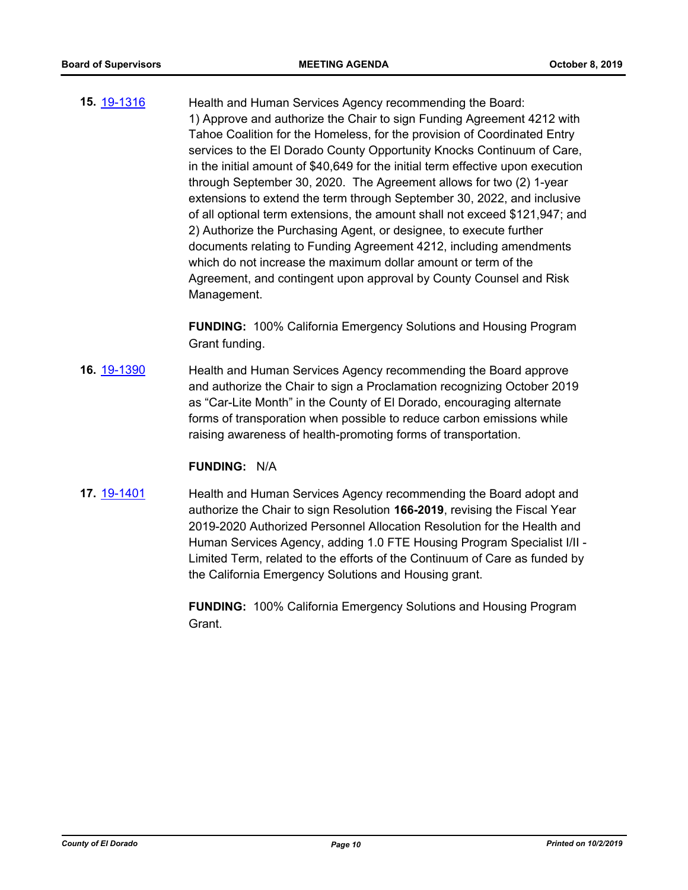**15.** 19-1316

Health and Human Services Agency recommending the Board:
1) Approve and authorize the Chair to sign Funding Agreement 4212 with Tahoe Coalition for the Homeless, for the provision of Coordinated Entry services to the El Dorado County Opportunity Knocks Continuum of Care, in the initial amount of $40,649 for the initial term effective upon execution through September 30, 2020. The Agreement allows for two (2) 1-year extensions to extend the term through September 30, 2022, and inclusive of all optional term extensions, the amount shall not exceed $121,947; and
2) Authorize the Purchasing Agent, or designee, to execute further documents relating to Funding Agreement 4212, including amendments which do not increase the maximum dollar amount or term of the Agreement, and contingent upon approval by County Counsel and Risk Management.

**FUNDING:** 100% California Emergency Solutions and Housing Program Grant funding.

**16.** 19-1390

Health and Human Services Agency recommending the Board approve and authorize the Chair to sign a Proclamation recognizing October 2019 as "Car-Lite Month" in the County of El Dorado, encouraging alternate forms of transporation when possible to reduce carbon emissions while raising awareness of health-promoting forms of transportation.

**FUNDING:** N/A

**17.** 19-1401

Health and Human Services Agency recommending the Board adopt and authorize the Chair to sign Resolution **166-2019**, revising the Fiscal Year 2019-2020 Authorized Personnel Allocation Resolution for the Health and Human Services Agency, adding 1.0 FTE Housing Program Specialist I/II - Limited Term, related to the efforts of the Continuum of Care as funded by the California Emergency Solutions and Housing grant.

**FUNDING:** 100% California Emergency Solutions and Housing Program Grant.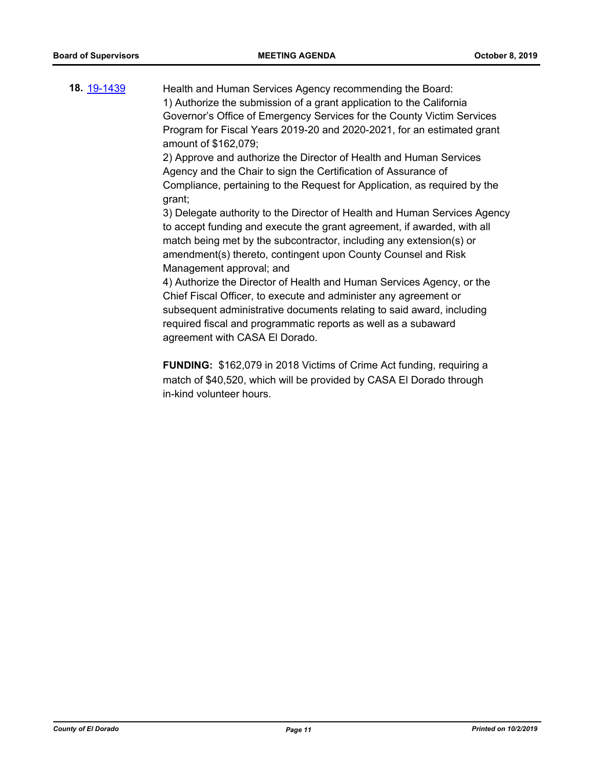**18.** 19-1439

Health and Human Services Agency recommending the Board:
1) Authorize the submission of a grant application to the California Governor's Office of Emergency Services for the County Victim Services Program for Fiscal Years 2019-20 and 2020-2021, for an estimated grant amount of $162,079;
2) Approve and authorize the Director of Health and Human Services Agency and the Chair to sign the Certification of Assurance of Compliance, pertaining to the Request for Application, as required by the grant;
3) Delegate authority to the Director of Health and Human Services Agency to accept funding and execute the grant agreement, if awarded, with all match being met by the subcontractor, including any extension(s) or amendment(s) thereto, contingent upon County Counsel and Risk Management approval; and
4) Authorize the Director of Health and Human Services Agency, or the Chief Fiscal Officer, to execute and administer any agreement or subsequent administrative documents relating to said award, including required fiscal and programmatic reports as well as a subaward agreement with CASA El Dorado.

**FUNDING:** $162,079 in 2018 Victims of Crime Act funding, requiring a match of $40,520, which will be provided by CASA El Dorado through in-kind volunteer hours.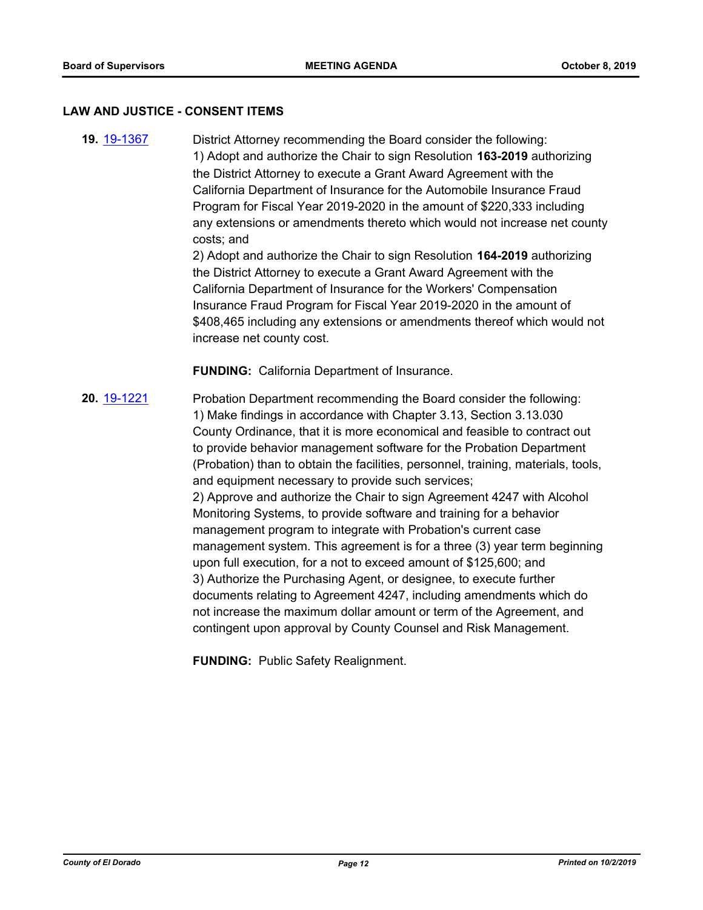## LAW AND JUSTICE - CONSENT ITEMS

**19.** [19-1367](19-1367)

District Attorney recommending the Board consider the following:
1) Adopt and authorize the Chair to sign Resolution **163-2019** authorizing the District Attorney to execute a Grant Award Agreement with the California Department of Insurance for the Automobile Insurance Fraud Program for Fiscal Year 2019-2020 in the amount of $220,333 including any extensions or amendments thereto which would not increase net county costs; and
2) Adopt and authorize the Chair to sign Resolution **164-2019** authorizing the District Attorney to execute a Grant Award Agreement with the California Department of Insurance for the Workers' Compensation Insurance Fraud Program for Fiscal Year 2019-2020 in the amount of $408,465 including any extensions or amendments thereof which would not increase net county cost.

**FUNDING:** California Department of Insurance.

**20.** [19-1221](19-1221)

Probation Department recommending the Board consider the following:
1) Make findings in accordance with Chapter 3.13, Section 3.13.030 County Ordinance, that it is more economical and feasible to contract out to provide behavior management software for the Probation Department (Probation) than to obtain the facilities, personnel, training, materials, tools, and equipment necessary to provide such services;
2) Approve and authorize the Chair to sign Agreement 4247 with Alcohol Monitoring Systems, to provide software and training for a behavior management program to integrate with Probation's current case management system. This agreement is for a three (3) year term beginning upon full execution, for a not to exceed amount of $125,600; and
3) Authorize the Purchasing Agent, or designee, to execute further documents relating to Agreement 4247, including amendments which do not increase the maximum dollar amount or term of the Agreement, and contingent upon approval by County Counsel and Risk Management.

**FUNDING:** Public Safety Realignment.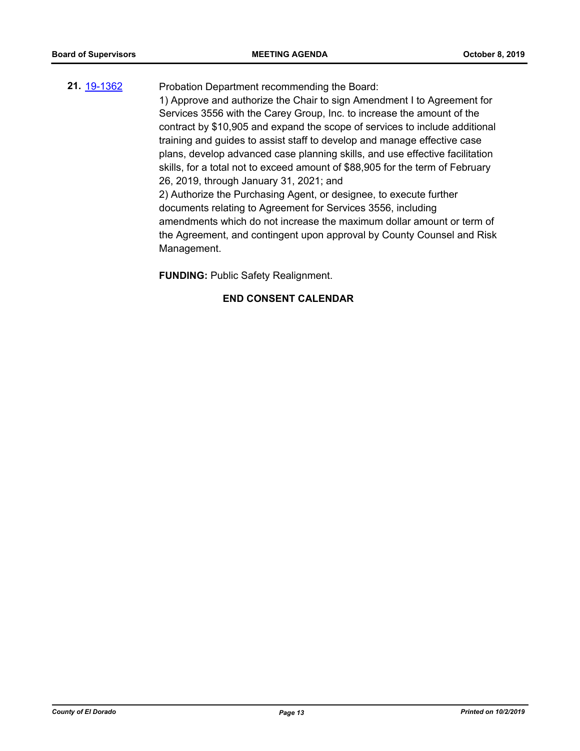**21.** [19-1362](19-1362)

Probation Department recommending the Board:

1) Approve and authorize the Chair to sign Amendment I to Agreement for Services 3556 with the Carey Group, Inc. to increase the amount of the contract by $10,905 and expand the scope of services to include additional training and guides to assist staff to develop and manage effective case plans, develop advanced case planning skills, and use effective facilitation skills, for a total not to exceed amount of $88,905 for the term of February 26, 2019, through January 31, 2021; and

2) Authorize the Purchasing Agent, or designee, to execute further documents relating to Agreement for Services 3556, including amendments which do not increase the maximum dollar amount or term of the Agreement, and contingent upon approval by County Counsel and Risk Management.

**FUNDING:** Public Safety Realignment.

**END CONSENT CALENDAR**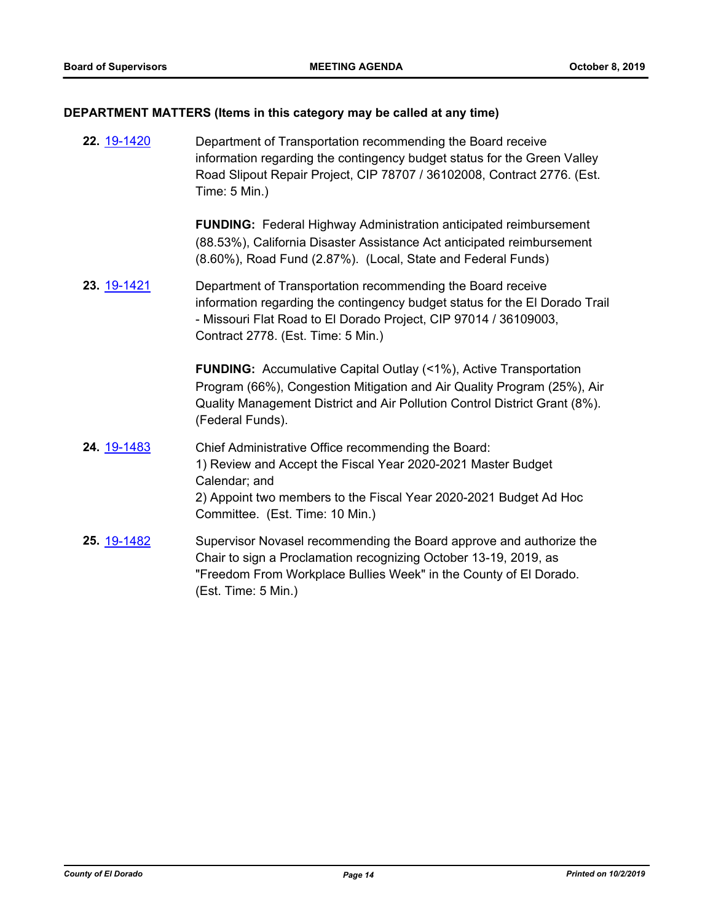## DEPARTMENT MATTERS (Items in this category may be called at any time)

**22.** 19-1420 Department of Transportation recommending the Board receive information regarding the contingency budget status for the Green Valley Road Slipout Repair Project, CIP 78707 / 36102008, Contract 2776. (Est. Time: 5 Min.)

**FUNDING:** Federal Highway Administration anticipated reimbursement (88.53%), California Disaster Assistance Act anticipated reimbursement (8.60%), Road Fund (2.87%). (Local, State and Federal Funds)

**23.** 19-1421 Department of Transportation recommending the Board receive information regarding the contingency budget status for the El Dorado Trail - Missouri Flat Road to El Dorado Project, CIP 97014 / 36109003, Contract 2778. (Est. Time: 5 Min.)

**FUNDING:** Accumulative Capital Outlay (<1%), Active Transportation Program (66%), Congestion Mitigation and Air Quality Program (25%), Air Quality Management District and Air Pollution Control District Grant (8%). (Federal Funds).

**24.** 19-1483 Chief Administrative Office recommending the Board:
1) Review and Accept the Fiscal Year 2020-2021 Master Budget Calendar; and
2) Appoint two members to the Fiscal Year 2020-2021 Budget Ad Hoc Committee. (Est. Time: 10 Min.)

**25.** 19-1482 Supervisor Novasel recommending the Board approve and authorize the Chair to sign a Proclamation recognizing October 13-19, 2019, as "Freedom From Workplace Bullies Week" in the County of El Dorado. (Est. Time: 5 Min.)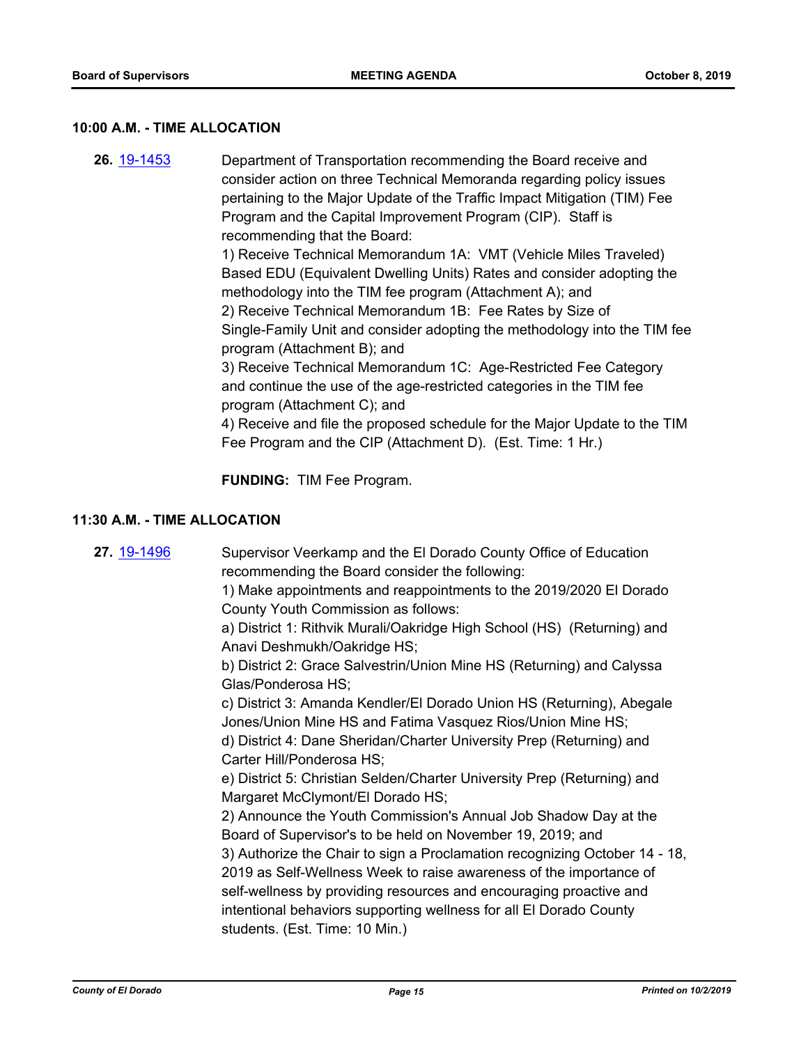### 10:00 A.M. - TIME ALLOCATION

**26.** [19-1453](19-1453)

Department of Transportation recommending the Board receive and consider action on three Technical Memoranda regarding policy issues pertaining to the Major Update of the Traffic Impact Mitigation (TIM) Fee Program and the Capital Improvement Program (CIP). Staff is recommending that the Board:

1) Receive Technical Memorandum 1A: VMT (Vehicle Miles Traveled) Based EDU (Equivalent Dwelling Units) Rates and consider adopting the methodology into the TIM fee program (Attachment A); and

2) Receive Technical Memorandum 1B: Fee Rates by Size of Single-Family Unit and consider adopting the methodology into the TIM fee program (Attachment B); and

3) Receive Technical Memorandum 1C: Age-Restricted Fee Category and continue the use of the age-restricted categories in the TIM fee program (Attachment C); and

4) Receive and file the proposed schedule for the Major Update to the TIM Fee Program and the CIP (Attachment D). (Est. Time: 1 Hr.)

**FUNDING:** TIM Fee Program.

### 11:30 A.M. - TIME ALLOCATION

**27.** [19-1496](19-1496)

Supervisor Veerkamp and the El Dorado County Office of Education recommending the Board consider the following:

1) Make appointments and reappointments to the 2019/2020 El Dorado County Youth Commission as follows:

a) District 1: Rithvik Murali/Oakridge High School (HS) (Returning) and Anavi Deshmukh/Oakridge HS;

b) District 2: Grace Salvestrin/Union Mine HS (Returning) and Calyssa Glas/Ponderosa HS;

c) District 3: Amanda Kendler/El Dorado Union HS (Returning), Abegale Jones/Union Mine HS and Fatima Vasquez Rios/Union Mine HS;

d) District 4: Dane Sheridan/Charter University Prep (Returning) and Carter Hill/Ponderosa HS;

e) District 5: Christian Selden/Charter University Prep (Returning) and Margaret McClymont/El Dorado HS;

2) Announce the Youth Commission's Annual Job Shadow Day at the Board of Supervisor's to be held on November 19, 2019; and

3) Authorize the Chair to sign a Proclamation recognizing October 14 - 18, 2019 as Self-Wellness Week to raise awareness of the importance of self-wellness by providing resources and encouraging proactive and intentional behaviors supporting wellness for all El Dorado County students. (Est. Time: 10 Min.)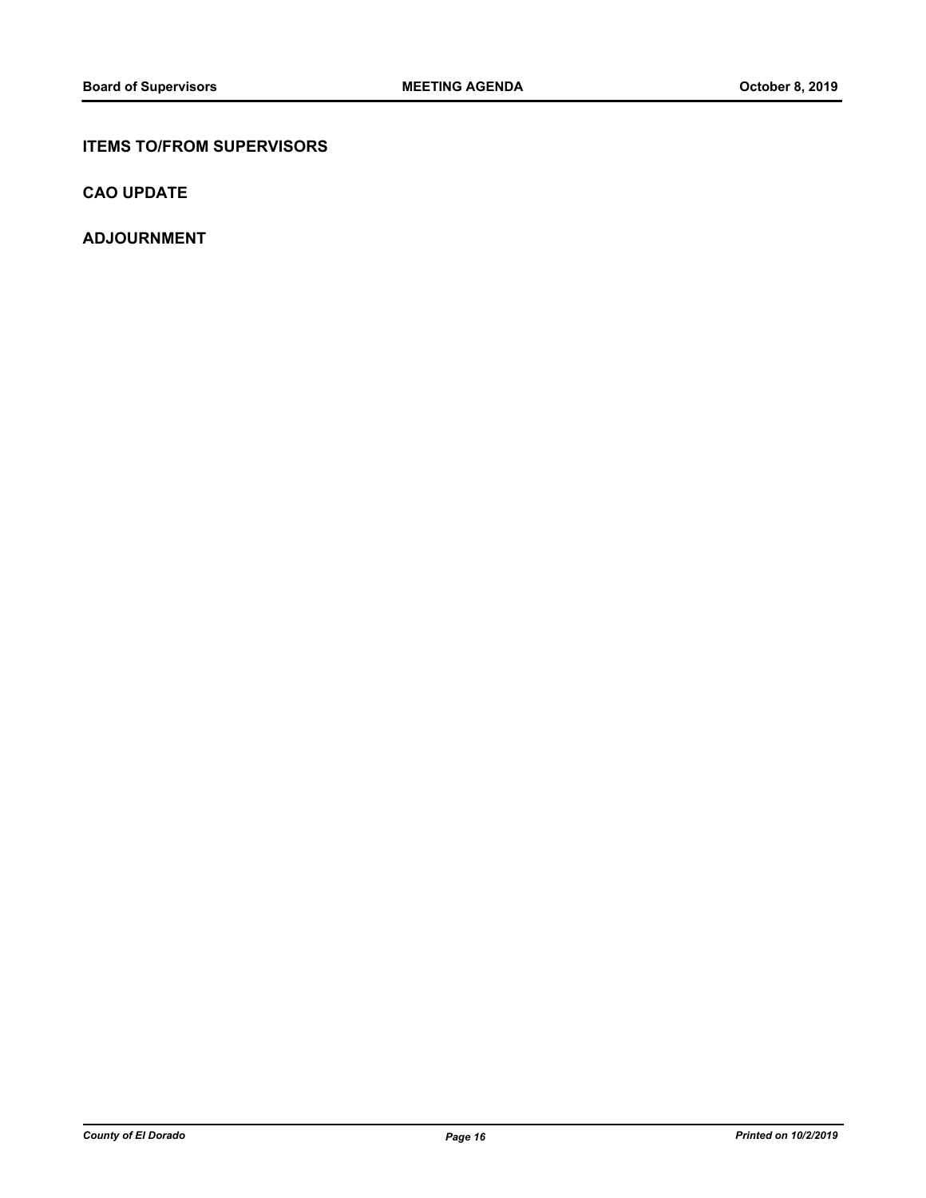## ITEMS TO/FROM SUPERVISORS

## CAO UPDATE

## ADJOURNMENT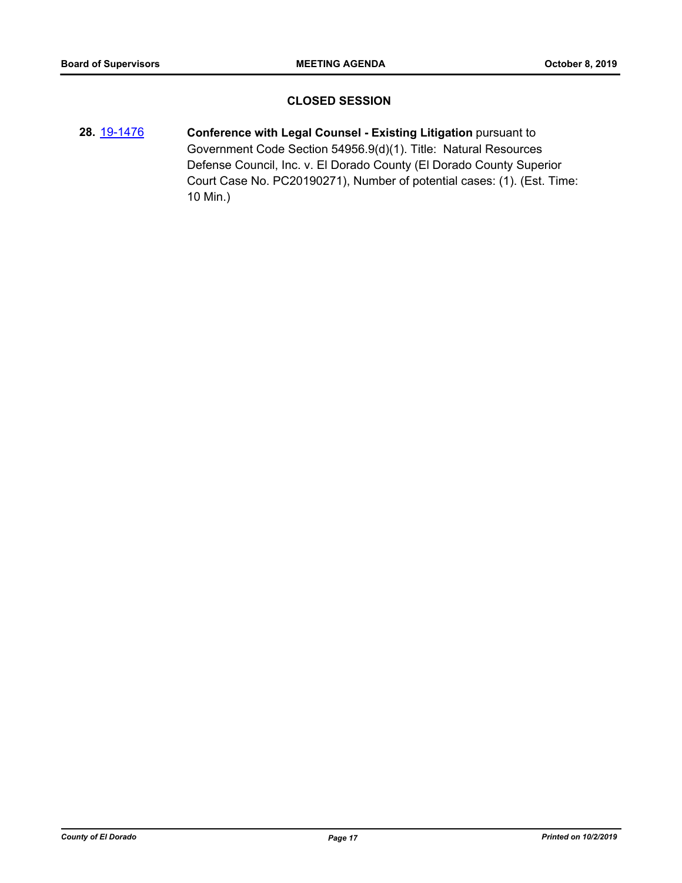## CLOSED SESSION

**28.** 19-1476 **Conference with Legal Counsel - Existing Litigation** pursuant to Government Code Section 54956.9(d)(1). Title: Natural Resources Defense Council, Inc. v. El Dorado County (El Dorado County Superior Court Case No. PC20190271), Number of potential cases: (1). (Est. Time: 10 Min.)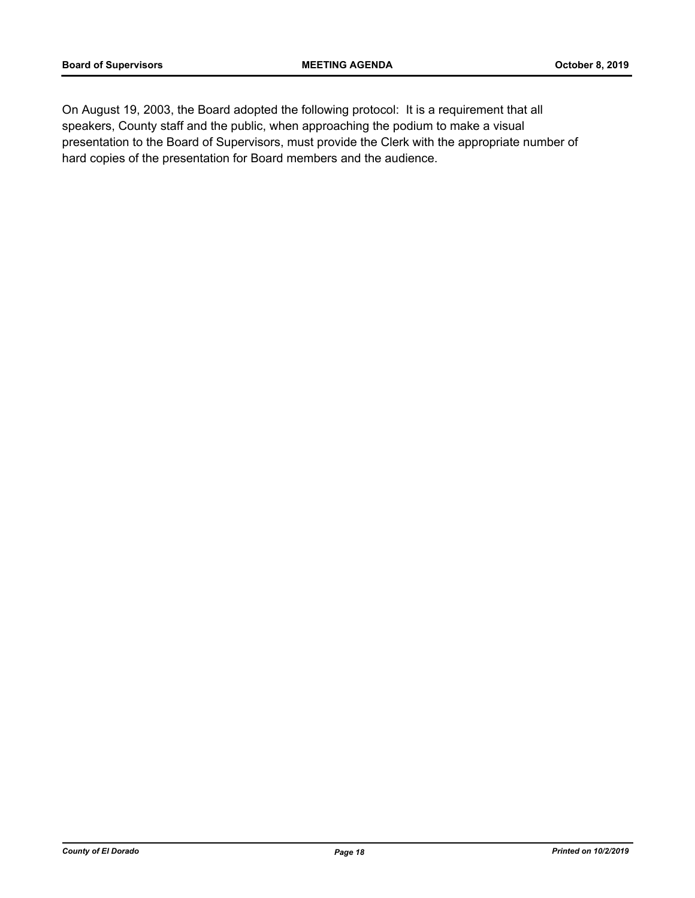On August 19, 2003, the Board adopted the following protocol: It is a requirement that all speakers, County staff and the public, when approaching the podium to make a visual presentation to the Board of Supervisors, must provide the Clerk with the appropriate number of hard copies of the presentation for Board members and the audience.